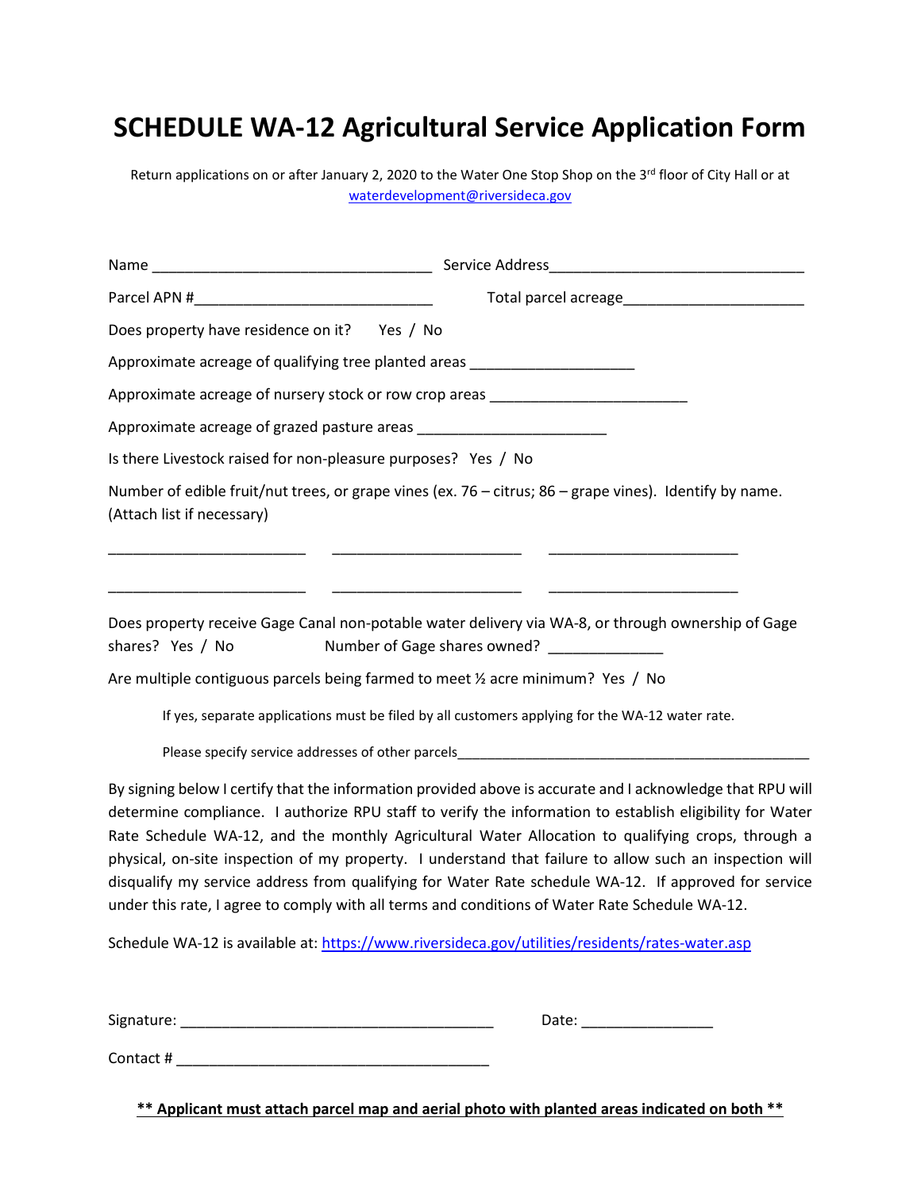# SCHEDULE WA-12 Agricultural Service Application Form

Return applications on or after January 2, 2020 to the Water One Stop Shop on the 3rd floor of City Hall or at waterdevelopment@riversideca.gov

Name __________________________________ Service Address_______________________________

Parcel APN #_____________________________ Total parcel acreage______________________

Does property have residence on it? Yes / No

Approximate acreage of qualifying tree planted areas ___________________

Approximate acreage of nursery stock or row crop areas _______________________

Approximate acreage of grazed pasture areas ______________________

Is there Livestock raised for non-pleasure purposes? Yes / No

Number of edible fruit/nut trees, or grape vines (ex. 76 – citrus; 86 – grape vines). Identify by name. (Attach list if necessary)

________________________ ________________________ ________________________

________________________ ________________________ ________________________

Does property receive Gage Canal non-potable water delivery via WA-8, or through ownership of Gage shares? Yes / No Number of Gage shares owned? _____________

Are multiple contiguous parcels being farmed to meet ½ acre minimum? Yes / No

If yes, separate applications must be filed by all customers applying for the WA-12 water rate.

Please specify service addresses of other parcels_______________________________________________

By signing below I certify that the information provided above is accurate and I acknowledge that RPU will determine compliance. I authorize RPU staff to verify the information to establish eligibility for Water Rate Schedule WA-12, and the monthly Agricultural Water Allocation to qualifying crops, through a physical, on-site inspection of my property. I understand that failure to allow such an inspection will disqualify my service address from qualifying for Water Rate schedule WA-12. If approved for service under this rate, I agree to comply with all terms and conditions of Water Rate Schedule WA-12.

Schedule WA-12 is available at: https://www.riversideca.gov/utilities/residents/rates-water.asp

Signature: _____________________________________ Date: _______________

Contact # _____________________________________

**<u>** Applicant must attach parcel map and aerial photo with planted areas indicated on both **</u>**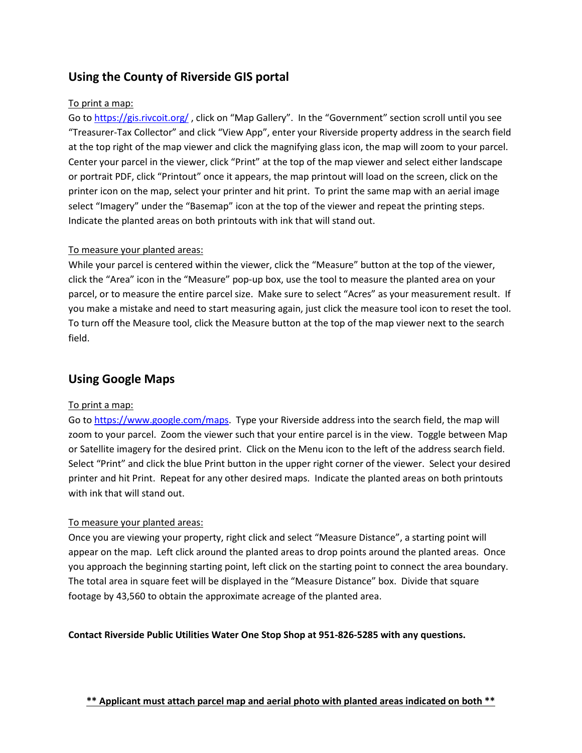## Using the County of Riverside GIS portal

To print a map:

Go to https://gis.rivcoit.org/ , click on "Map Gallery". In the "Government" section scroll until you see "Treasurer-Tax Collector" and click "View App", enter your Riverside property address in the search field at the top right of the map viewer and click the magnifying glass icon, the map will zoom to your parcel. Center your parcel in the viewer, click "Print" at the top of the map viewer and select either landscape or portrait PDF, click "Printout" once it appears, the map printout will load on the screen, click on the printer icon on the map, select your printer and hit print. To print the same map with an aerial image select "Imagery" under the "Basemap" icon at the top of the viewer and repeat the printing steps. Indicate the planted areas on both printouts with ink that will stand out.

To measure your planted areas:

While your parcel is centered within the viewer, click the "Measure" button at the top of the viewer, click the "Area" icon in the "Measure" pop-up box, use the tool to measure the planted area on your parcel, or to measure the entire parcel size. Make sure to select "Acres" as your measurement result. If you make a mistake and need to start measuring again, just click the measure tool icon to reset the tool. To turn off the Measure tool, click the Measure button at the top of the map viewer next to the search field.

## Using Google Maps

To print a map:

Go to https://www.google.com/maps. Type your Riverside address into the search field, the map will zoom to your parcel. Zoom the viewer such that your entire parcel is in the view. Toggle between Map or Satellite imagery for the desired print. Click on the Menu icon to the left of the address search field. Select "Print" and click the blue Print button in the upper right corner of the viewer. Select your desired printer and hit Print. Repeat for any other desired maps. Indicate the planted areas on both printouts with ink that will stand out.

To measure your planted areas:

Once you are viewing your property, right click and select "Measure Distance", a starting point will appear on the map. Left click around the planted areas to drop points around the planted areas. Once you approach the beginning starting point, left click on the starting point to connect the area boundary. The total area in square feet will be displayed in the "Measure Distance" box. Divide that square footage by 43,560 to obtain the approximate acreage of the planted area.

**Contact Riverside Public Utilities Water One Stop Shop at 951-826-5285 with any questions.**

**\*\* Applicant must attach parcel map and aerial photo with planted areas indicated on both \*\***